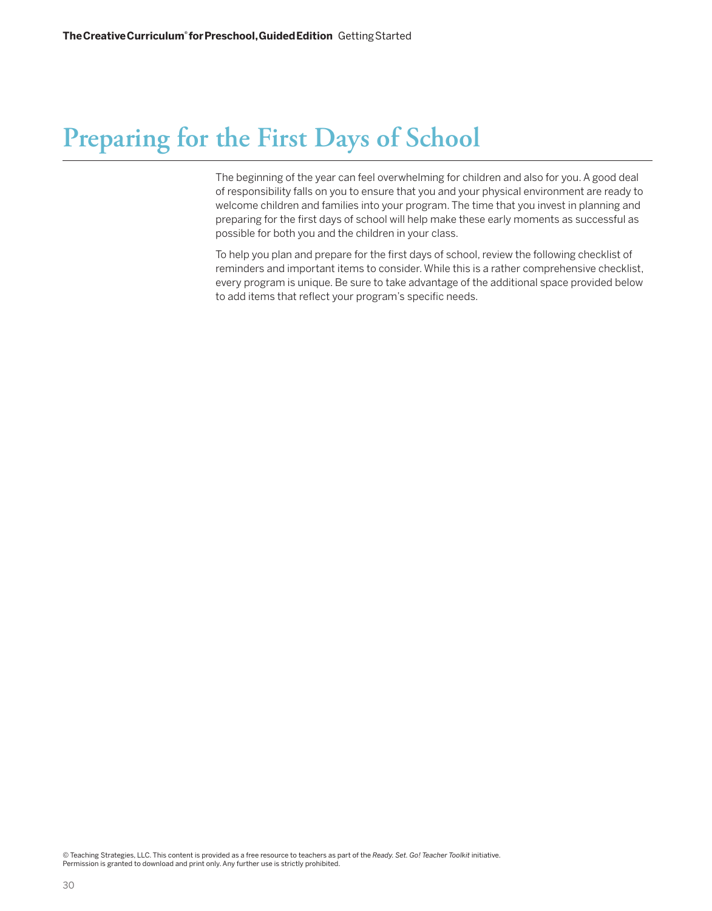# Preparing for the First Days of School

The beginning of the year can feel overwhelming for children and also for you. A good deal of responsibility falls on you to ensure that you and your physical environment are ready to welcome children and families into your program. The time that you invest in planning and preparing for the first days of school will help make these early moments as successful as possible for both you and the children in your class.

To help you plan and prepare for the first days of school, review the following checklist of reminders and important items to consider. While this is a rather comprehensive checklist, every program is unique. Be sure to take advantage of the additional space provided below to add items that reflect your program's specific needs.

© Teaching Strategies, LLC. This content is provided as a free resource to teachers as part of the *Ready. Set. Go! Teacher Toolkit* initiative.
Permission is granted to download and print only. Any further use is strictly prohibited.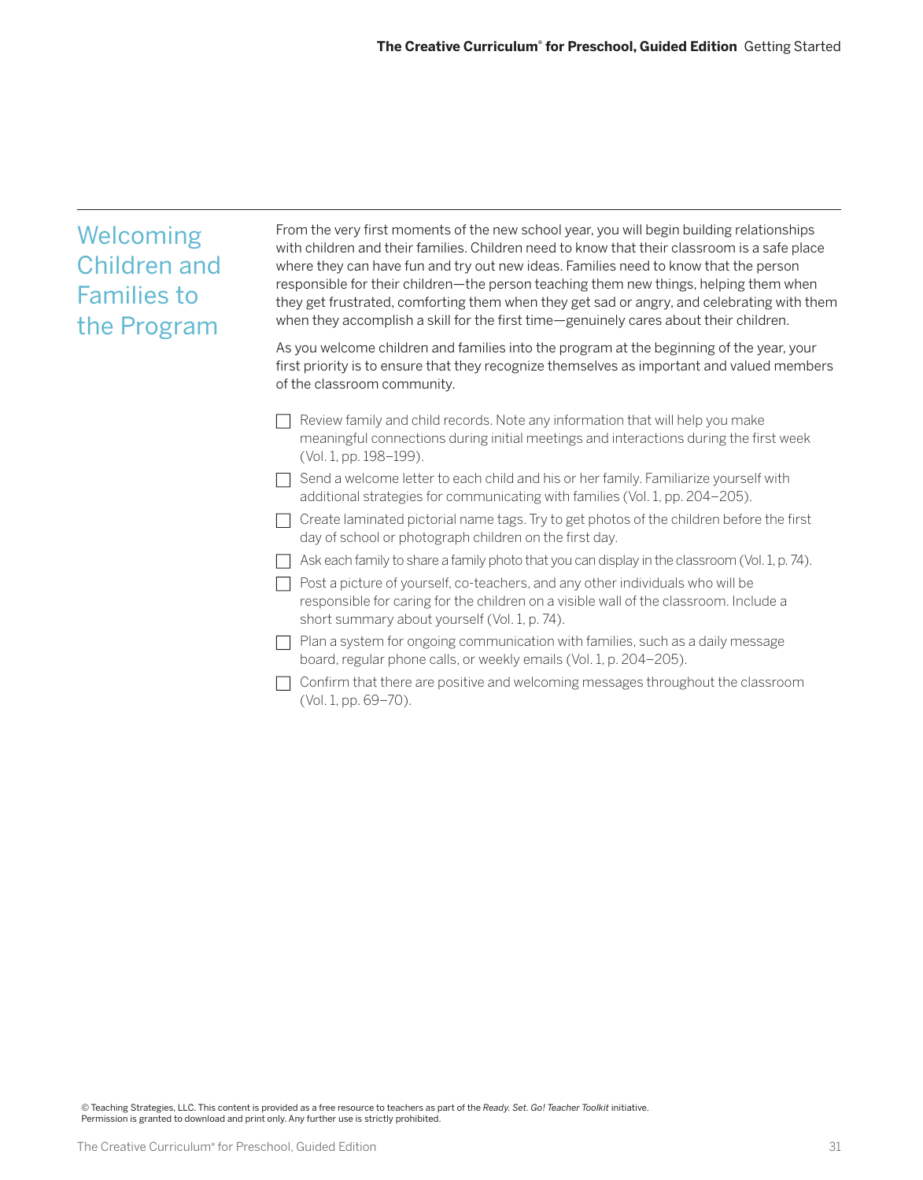## Welcoming Children and Families to the Program

From the very first moments of the new school year, you will begin building relationships with children and their families. Children need to know that their classroom is a safe place where they can have fun and try out new ideas. Families need to know that the person responsible for their children—the person teaching them new things, helping them when they get frustrated, comforting them when they get sad or angry, and celebrating with them when they accomplish a skill for the first time—genuinely cares about their children.

As you welcome children and families into the program at the beginning of the year, your first priority is to ensure that they recognize themselves as important and valued members of the classroom community.

- [ ] Review family and child records. Note any information that will help you make meaningful connections during initial meetings and interactions during the first week (Vol. 1, pp. 198–199).
- [ ] Send a welcome letter to each child and his or her family. Familiarize yourself with additional strategies for communicating with families (Vol. 1, pp. 204–205).
- [ ] Create laminated pictorial name tags. Try to get photos of the children before the first day of school or photograph children on the first day.
- [ ] Ask each family to share a family photo that you can display in the classroom (Vol. 1, p. 74).
- [ ] Post a picture of yourself, co-teachers, and any other individuals who will be responsible for caring for the children on a visible wall of the classroom. Include a short summary about yourself (Vol. 1, p. 74).
- [ ] Plan a system for ongoing communication with families, such as a daily message board, regular phone calls, or weekly emails (Vol. 1, p. 204–205).
- [ ] Confirm that there are positive and welcoming messages throughout the classroom (Vol. 1, pp. 69–70).

© Teaching Strategies, LLC. This content is provided as a free resource to teachers as part of the *Ready. Set. Go! Teacher Toolkit* initiative. Permission is granted to download and print only. Any further use is strictly prohibited.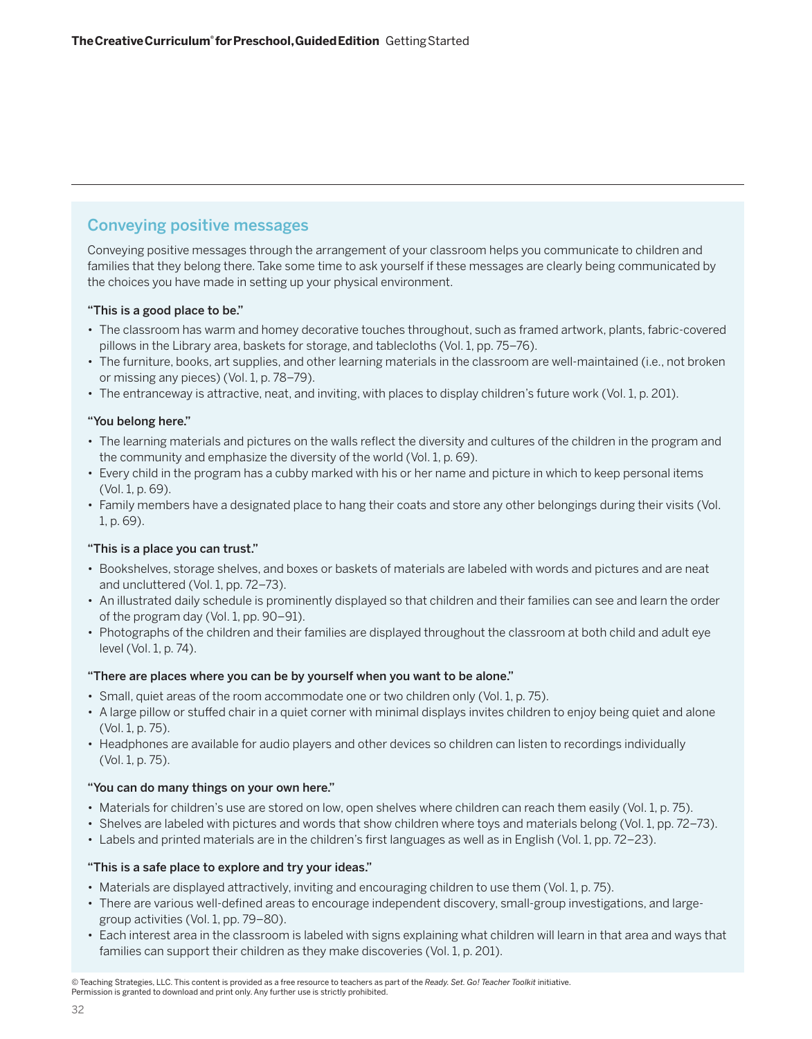## Conveying positive messages

Conveying positive messages through the arrangement of your classroom helps you communicate to children and families that they belong there. Take some time to ask yourself if these messages are clearly being communicated by the choices you have made in setting up your physical environment.

**"This is a good place to be."**

- The classroom has warm and homey decorative touches throughout, such as framed artwork, plants, fabric-covered pillows in the Library area, baskets for storage, and tablecloths (Vol. 1, pp. 75–76).
- The furniture, books, art supplies, and other learning materials in the classroom are well-maintained (i.e., not broken or missing any pieces) (Vol. 1, pp. 78–79).
- The entranceway is attractive, neat, and inviting, with places to display children's future work (Vol. 1, p. 201).

**"You belong here."**

- The learning materials and pictures on the walls reflect the diversity and cultures of the children in the program and the community and emphasize the diversity of the world (Vol. 1, p. 69).
- Every child in the program has a cubby marked with his or her name and picture in which to keep personal items (Vol. 1, p. 69).
- Family members have a designated place to hang their coats and store any other belongings during their visits (Vol. 1, p. 69).

**"This is a place you can trust."**

- Bookshelves, storage shelves, and boxes or baskets of materials are labeled with words and pictures and are neat and uncluttered (Vol. 1, pp. 72–73).
- An illustrated daily schedule is prominently displayed so that children and their families can see and learn the order of the program day (Vol. 1, pp. 90–91).
- Photographs of the children and their families are displayed throughout the classroom at both child and adult eye level (Vol. 1, p. 74).

**"There are places where you can be by yourself when you want to be alone."**

- Small, quiet areas of the room accommodate one or two children only (Vol. 1, p. 75).
- A large pillow or stuffed chair in a quiet corner with minimal displays invites children to enjoy being quiet and alone (Vol. 1, p. 75).
- Headphones are available for audio players and other devices so children can listen to recordings individually (Vol. 1, p. 75).

**"You can do many things on your own here."**

- Materials for children's use are stored on low, open shelves where children can reach them easily (Vol. 1, p. 75).
- Shelves are labeled with pictures and words that show children where toys and materials belong (Vol. 1, pp. 72–73).
- Labels and printed materials are in the children's first languages as well as in English (Vol. 1, pp. 72–23).

**"This is a safe place to explore and try your ideas."**

- Materials are displayed attractively, inviting and encouraging children to use them (Vol. 1, p. 75).
- There are various well-defined areas to encourage independent discovery, small-group investigations, and large-group activities (Vol. 1, pp. 79–80).
- Each interest area in the classroom is labeled with signs explaining what children will learn in that area and ways that families can support their children as they make discoveries (Vol. 1, p. 201).

© Teaching Strategies, LLC. This content is provided as a free resource to teachers as part of the *Ready. Set. Go! Teacher Toolkit* initiative.
Permission is granted to download and print only. Any further use is strictly prohibited.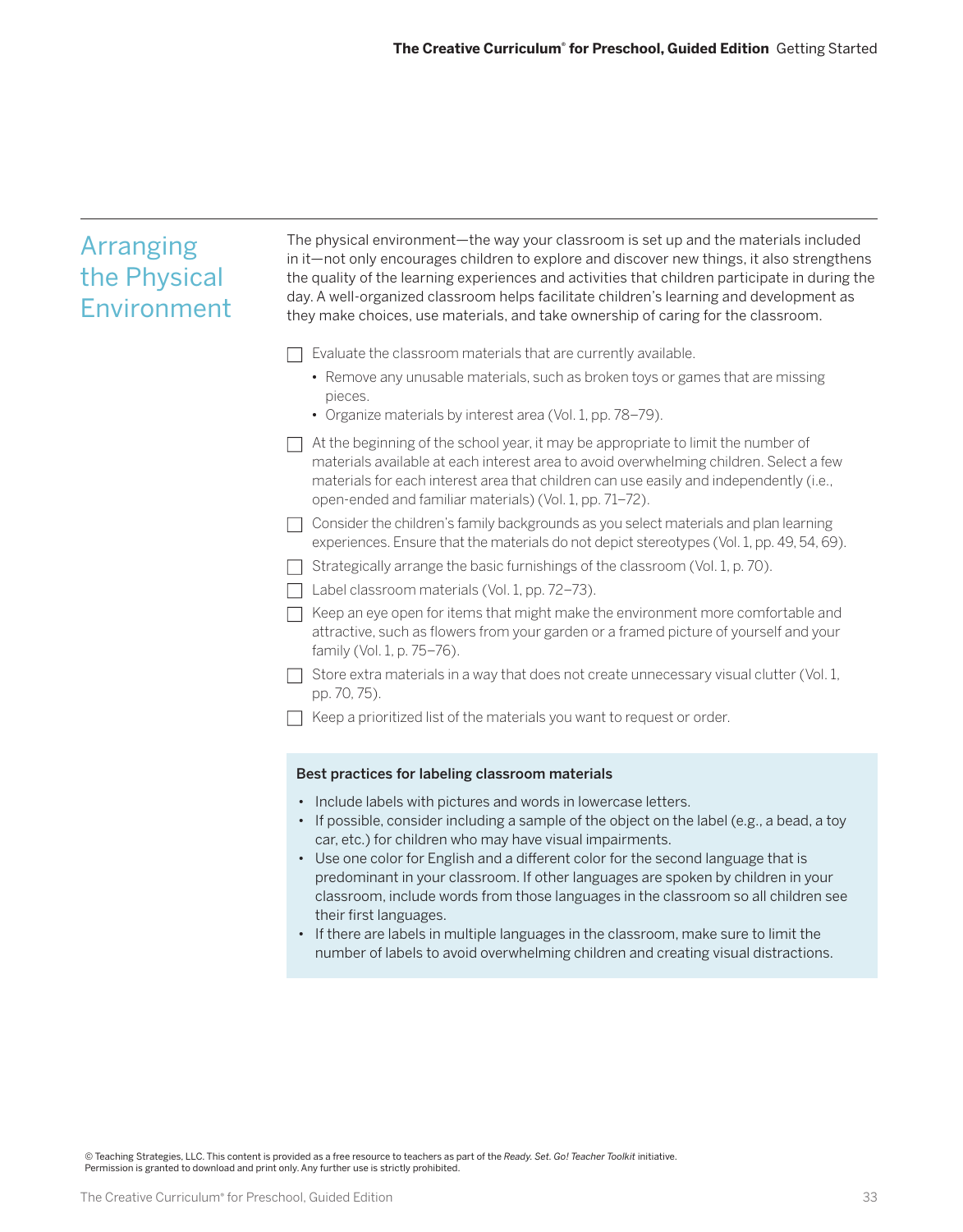## Arranging the Physical Environment

The physical environment—the way your classroom is set up and the materials included in it—not only encourages children to explore and discover new things, it also strengthens the quality of the learning experiences and activities that children participate in during the day. A well-organized classroom helps facilitate children's learning and development as they make choices, use materials, and take ownership of caring for the classroom.

- [ ] Evaluate the classroom materials that are currently available.
  - Remove any unusable materials, such as broken toys or games that are missing pieces.
  - Organize materials by interest area (Vol. 1, pp. 78–79).
- [ ] At the beginning of the school year, it may be appropriate to limit the number of materials available at each interest area to avoid overwhelming children. Select a few materials for each interest area that children can use easily and independently (i.e., open-ended and familiar materials) (Vol. 1, pp. 71–72).
- [ ] Consider the children's family backgrounds as you select materials and plan learning experiences. Ensure that the materials do not depict stereotypes (Vol. 1, pp. 49, 54, 69).
- [ ] Strategically arrange the basic furnishings of the classroom (Vol. 1, p. 70).
- [ ] Label classroom materials (Vol. 1, pp. 72–73).
- [ ] Keep an eye open for items that might make the environment more comfortable and attractive, such as flowers from your garden or a framed picture of yourself and your family (Vol. 1, p. 75–76).
- [ ] Store extra materials in a way that does not create unnecessary visual clutter (Vol. 1, pp. 70, 75).
- [ ] Keep a prioritized list of the materials you want to request or order.

**Best practices for labeling classroom materials**

- Include labels with pictures and words in lowercase letters.
- If possible, consider including a sample of the object on the label (e.g., a bead, a toy car, etc.) for children who may have visual impairments.
- Use one color for English and a different color for the second language that is predominant in your classroom. If other languages are spoken by children in your classroom, include words from those languages in the classroom so all children see their first languages.
- If there are labels in multiple languages in the classroom, make sure to limit the number of labels to avoid overwhelming children and creating visual distractions.

© Teaching Strategies, LLC. This content is provided as a free resource to teachers as part of the *Ready. Set. Go! Teacher Toolkit* initiative. Permission is granted to download and print only. Any further use is strictly prohibited.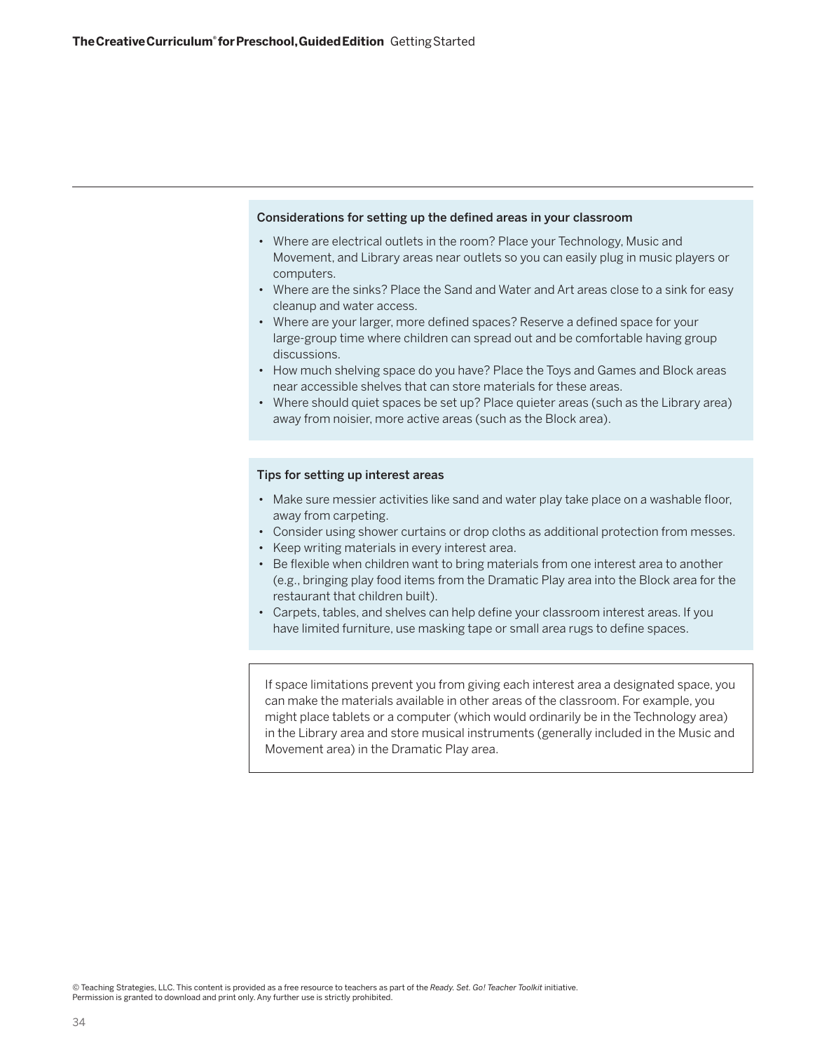### Considerations for setting up the defined areas in your classroom

- Where are electrical outlets in the room? Place your Technology, Music and Movement, and Library areas near outlets so you can easily plug in music players or computers.
- Where are the sinks? Place the Sand and Water and Art areas close to a sink for easy cleanup and water access.
- Where are your larger, more defined spaces? Reserve a defined space for your large-group time where children can spread out and be comfortable having group discussions.
- How much shelving space do you have? Place the Toys and Games and Block areas near accessible shelves that can store materials for these areas.
- Where should quiet spaces be set up? Place quieter areas (such as the Library area) away from noisier, more active areas (such as the Block area).

### Tips for setting up interest areas

- Make sure messier activities like sand and water play take place on a washable floor, away from carpeting.
- Consider using shower curtains or drop cloths as additional protection from messes.
- Keep writing materials in every interest area.
- Be flexible when children want to bring materials from one interest area to another (e.g., bringing play food items from the Dramatic Play area into the Block area for the restaurant that children built).
- Carpets, tables, and shelves can help define your classroom interest areas. If you have limited furniture, use masking tape or small area rugs to define spaces.

If space limitations prevent you from giving each interest area a designated space, you can make the materials available in other areas of the classroom. For example, you might place tablets or a computer (which would ordinarily be in the Technology area) in the Library area and store musical instruments (generally included in the Music and Movement area) in the Dramatic Play area.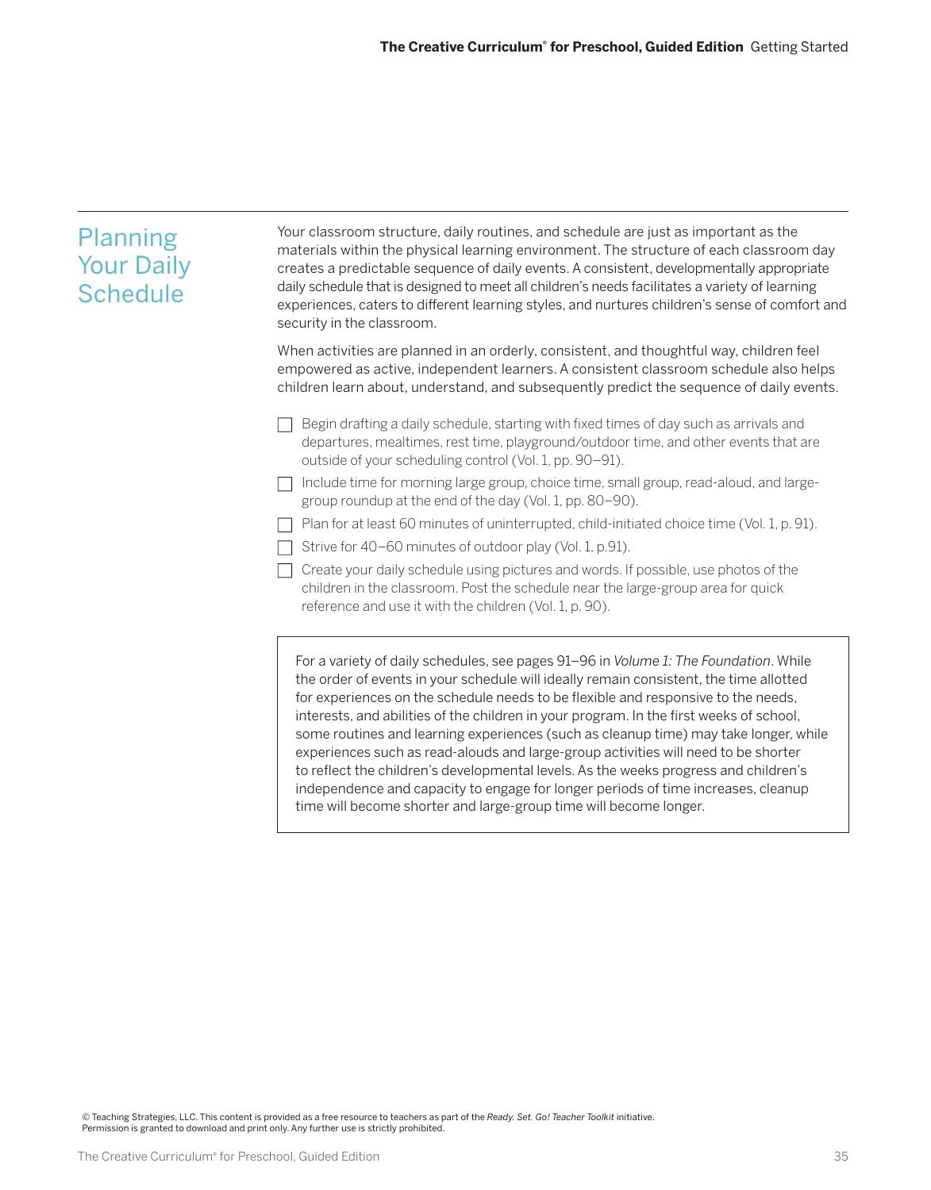## Planning Your Daily Schedule

Your classroom structure, daily routines, and schedule are just as important as the materials within the physical learning environment. The structure of each classroom day creates a predictable sequence of daily events. A consistent, developmentally appropriate daily schedule that is designed to meet all children's needs facilitates a variety of learning experiences, caters to different learning styles, and nurtures children's sense of comfort and security in the classroom.

When activities are planned in an orderly, consistent, and thoughtful way, children feel empowered as active, independent learners. A consistent classroom schedule also helps children learn about, understand, and subsequently predict the sequence of daily events.

- [ ] Begin drafting a daily schedule, starting with fixed times of day such as arrivals and departures, mealtimes, rest time, playground/outdoor time, and other events that are outside of your scheduling control (Vol. 1, pp. 90–91).
- [ ] Include time for morning large group, choice time, small group, read-aloud, and large-group roundup at the end of the day (Vol. 1, pp. 80–90).
- [ ] Plan for at least 60 minutes of uninterrupted, child-initiated choice time (Vol. 1, p. 91).
- [ ] Strive for 40–60 minutes of outdoor play (Vol. 1, p.91).
- [ ] Create your daily schedule using pictures and words. If possible, use photos of the children in the classroom. Post the schedule near the large-group area for quick reference and use it with the children (Vol. 1, p. 90).

> For a variety of daily schedules, see pages 91–96 in *Volume 1: The Foundation*. While the order of events in your schedule will ideally remain consistent, the time allotted for experiences on the schedule needs to be flexible and responsive to the needs, interests, and abilities of the children in your program. In the first weeks of school, some routines and learning experiences (such as cleanup time) may take longer, while experiences such as read-alouds and large-group activities will need to be shorter to reflect the children's developmental levels. As the weeks progress and children's independence and capacity to engage for longer periods of time increases, cleanup time will become shorter and large-group time will become longer.

© Teaching Strategies, LLC. This content is provided as a free resource to teachers as part of the *Ready. Set. Go! Teacher Toolkit* initiative. Permission is granted to download and print only. Any further use is strictly prohibited.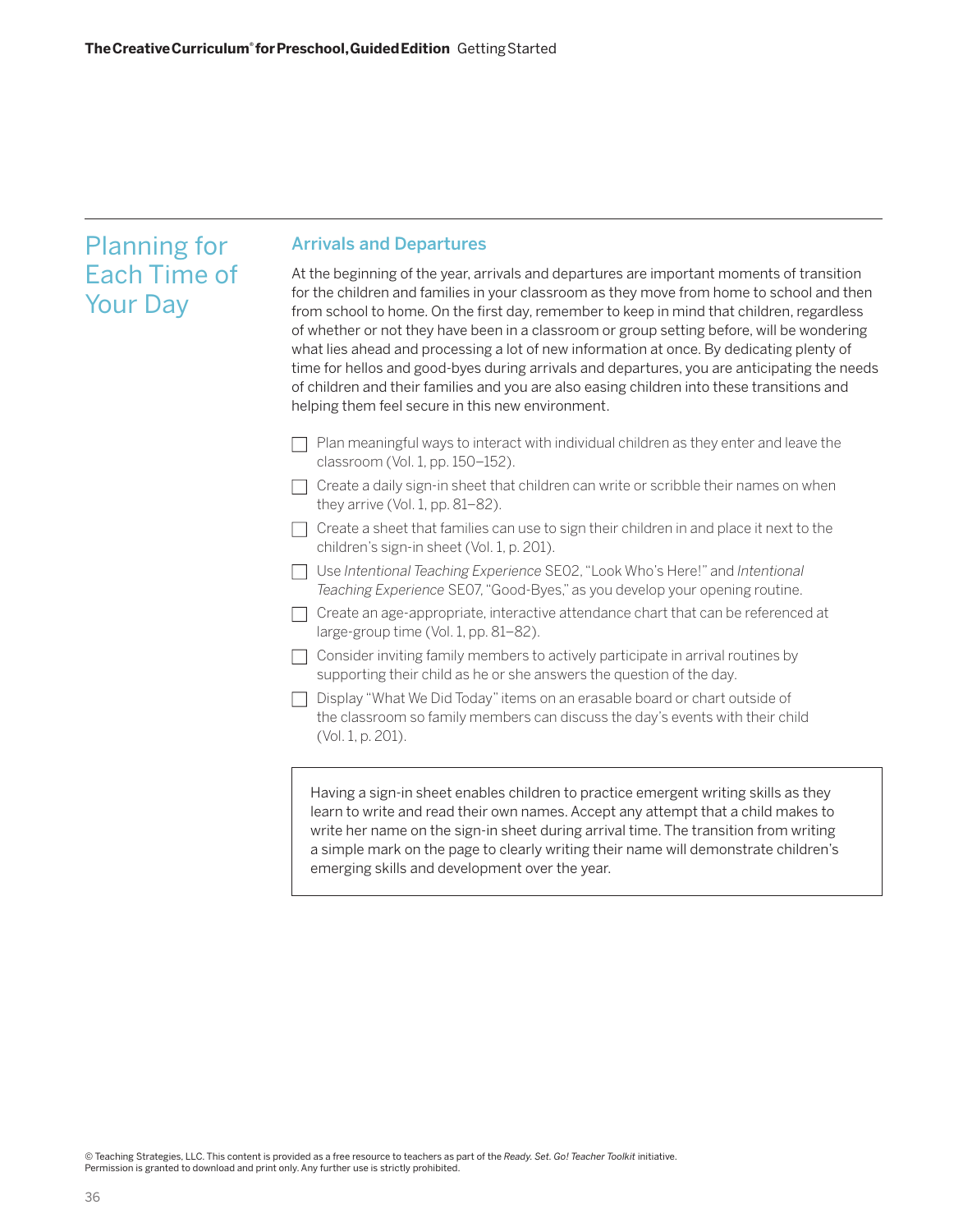# Planning for Each Time of Your Day

## Arrivals and Departures

At the beginning of the year, arrivals and departures are important moments of transition for the children and families in your classroom as they move from home to school and then from school to home. On the first day, remember to keep in mind that children, regardless of whether or not they have been in a classroom or group setting before, will be wondering what lies ahead and processing a lot of new information at once. By dedicating plenty of time for hellos and good-byes during arrivals and departures, you are anticipating the needs of children and their families and you are also easing children into these transitions and helping them feel secure in this new environment.

- [ ] Plan meaningful ways to interact with individual children as they enter and leave the classroom (Vol. 1, pp. 150–152).
- [ ] Create a daily sign-in sheet that children can write or scribble their names on when they arrive (Vol. 1, pp. 81–82).
- [ ] Create a sheet that families can use to sign their children in and place it next to the children's sign-in sheet (Vol. 1, p. 201).
- [ ] Use *Intentional Teaching Experience* SE02, "Look Who's Here!" and *Intentional Teaching Experience* SE07, "Good-Byes," as you develop your opening routine.
- [ ] Create an age-appropriate, interactive attendance chart that can be referenced at large-group time (Vol. 1, pp. 81–82).
- [ ] Consider inviting family members to actively participate in arrival routines by supporting their child as he or she answers the question of the day.
- [ ] Display "What We Did Today" items on an erasable board or chart outside of the classroom so family members can discuss the day's events with their child (Vol. 1, p. 201).

> Having a sign-in sheet enables children to practice emergent writing skills as they learn to write and read their own names. Accept any attempt that a child makes to write her name on the sign-in sheet during arrival time. The transition from writing a simple mark on the page to clearly writing their name will demonstrate children's emerging skills and development over the year.

© Teaching Strategies, LLC. This content is provided as a free resource to teachers as part of the *Ready. Set. Go! Teacher Toolkit* initiative. Permission is granted to download and print only. Any further use is strictly prohibited.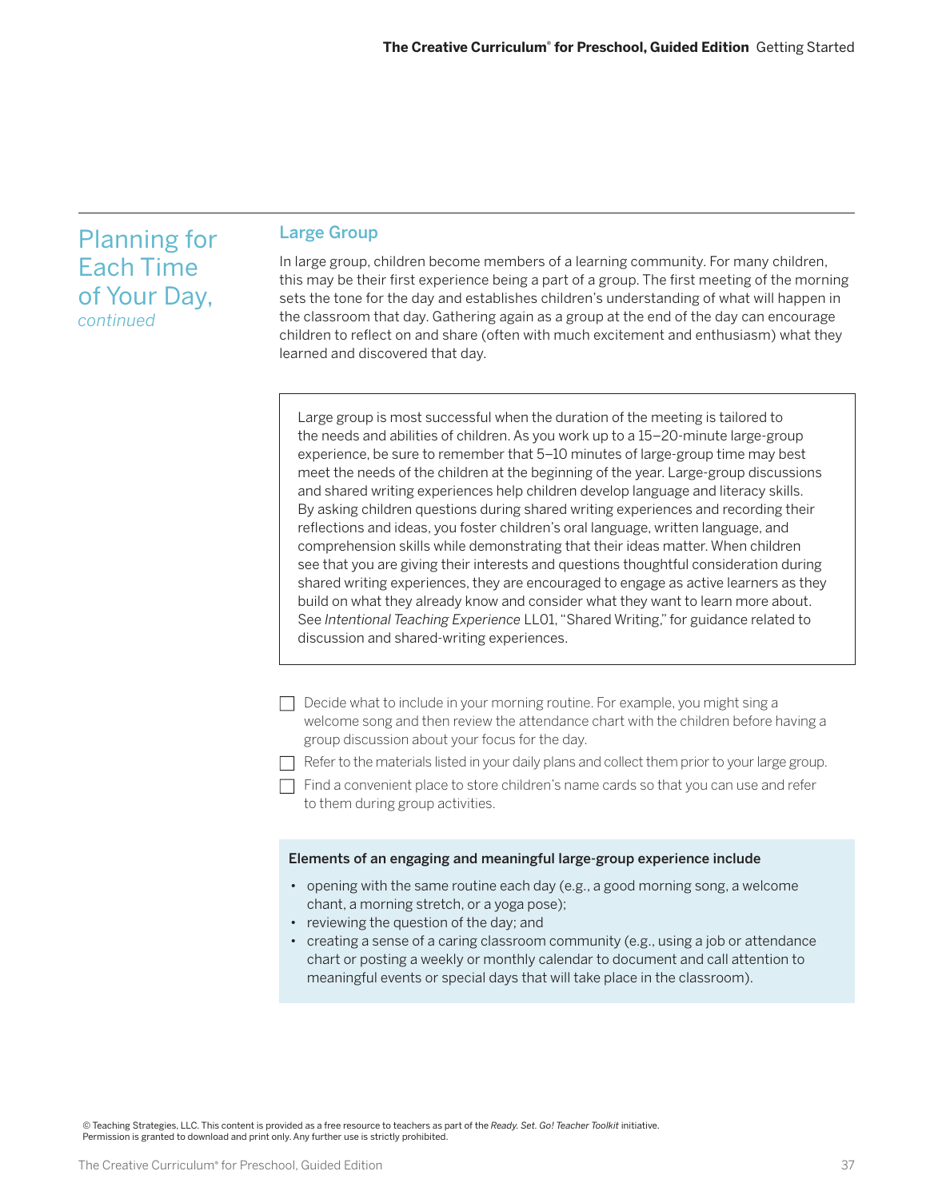## Planning for Each Time of Your Day, *continued*

### Large Group

In large group, children become members of a learning community. For many children, this may be their first experience being a part of a group. The first meeting of the morning sets the tone for the day and establishes children's understanding of what will happen in the classroom that day. Gathering again as a group at the end of the day can encourage children to reflect on and share (often with much excitement and enthusiasm) what they learned and discovered that day.

> Large group is most successful when the duration of the meeting is tailored to the needs and abilities of children. As you work up to a 15–20-minute large-group experience, be sure to remember that 5–10 minutes of large-group time may best meet the needs of the children at the beginning of the year. Large-group discussions and shared writing experiences help children develop language and literacy skills. By asking children questions during shared writing experiences and recording their reflections and ideas, you foster children's oral language, written language, and comprehension skills while demonstrating that their ideas matter. When children see that you are giving their interests and questions thoughtful consideration during shared writing experiences, they are encouraged to engage as active learners as they build on what they already know and consider what they want to learn more about. See *Intentional Teaching Experience* LL01, "Shared Writing," for guidance related to discussion and shared-writing experiences.

- [ ] Decide what to include in your morning routine. For example, you might sing a welcome song and then review the attendance chart with the children before having a group discussion about your focus for the day.
- [ ] Refer to the materials listed in your daily plans and collect them prior to your large group.
- [ ] Find a convenient place to store children's name cards so that you can use and refer to them during group activities.

**Elements of an engaging and meaningful large-group experience include**

- opening with the same routine each day (e.g., a good morning song, a welcome chant, a morning stretch, or a yoga pose);
- reviewing the question of the day; and
- creating a sense of a caring classroom community (e.g., using a job or attendance chart or posting a weekly or monthly calendar to document and call attention to meaningful events or special days that will take place in the classroom).

© Teaching Strategies, LLC. This content is provided as a free resource to teachers as part of the *Ready. Set. Go! Teacher Toolkit* initiative. Permission is granted to download and print only. Any further use is strictly prohibited.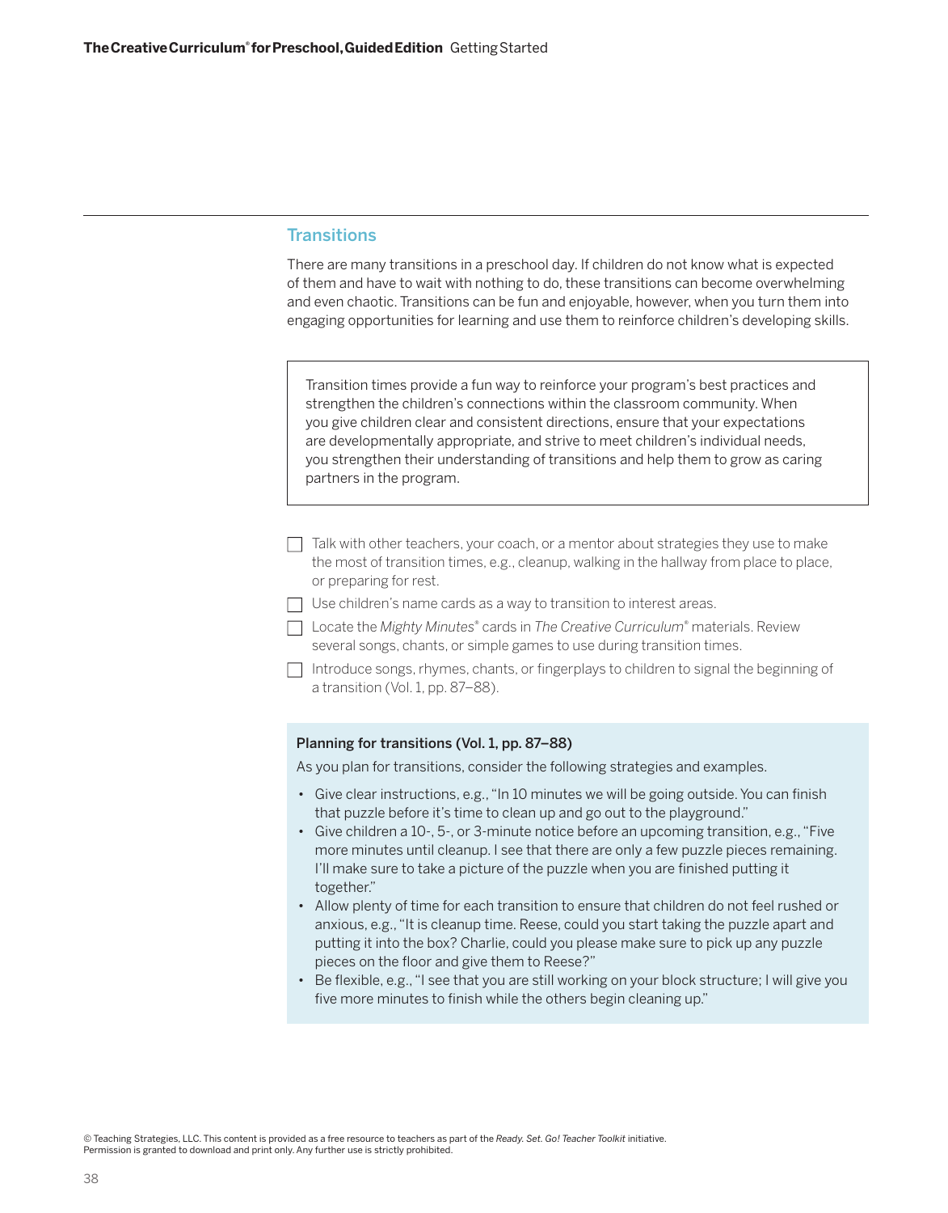## Transitions

There are many transitions in a preschool day. If children do not know what is expected of them and have to wait with nothing to do, these transitions can become overwhelming and even chaotic. Transitions can be fun and enjoyable, however, when you turn them into engaging opportunities for learning and use them to reinforce children's developing skills.

> Transition times provide a fun way to reinforce your program's best practices and strengthen the children's connections within the classroom community. When you give children clear and consistent directions, ensure that your expectations are developmentally appropriate, and strive to meet children's individual needs, you strengthen their understanding of transitions and help them to grow as caring partners in the program.

- [ ] Talk with other teachers, your coach, or a mentor about strategies they use to make the most of transition times, e.g., cleanup, walking in the hallway from place to place, or preparing for rest.
- [ ] Use children's name cards as a way to transition to interest areas.
- [ ] Locate the *Mighty Minutes*® cards in *The Creative Curriculum*® materials. Review several songs, chants, or simple games to use during transition times.
- [ ] Introduce songs, rhymes, chants, or fingerplays to children to signal the beginning of a transition (Vol. 1, pp. 87–88).

**Planning for transitions (Vol. 1, pp. 87–88)**

As you plan for transitions, consider the following strategies and examples.

- Give clear instructions, e.g., "In 10 minutes we will be going outside. You can finish that puzzle before it's time to clean up and go out to the playground."
- Give children a 10-, 5-, or 3-minute notice before an upcoming transition, e.g., "Five more minutes until cleanup. I see that there are only a few puzzle pieces remaining. I'll make sure to take a picture of the puzzle when you are finished putting it together."
- Allow plenty of time for each transition to ensure that children do not feel rushed or anxious, e.g., "It is cleanup time. Reese, could you start taking the puzzle apart and putting it into the box? Charlie, could you please make sure to pick up any puzzle pieces on the floor and give them to Reese?"
- Be flexible, e.g., "I see that you are still working on your block structure; I will give you five more minutes to finish while the others begin cleaning up."

© Teaching Strategies, LLC. This content is provided as a free resource to teachers as part of the *Ready. Set. Go! Teacher Toolkit* initiative. Permission is granted to download and print only. Any further use is strictly prohibited.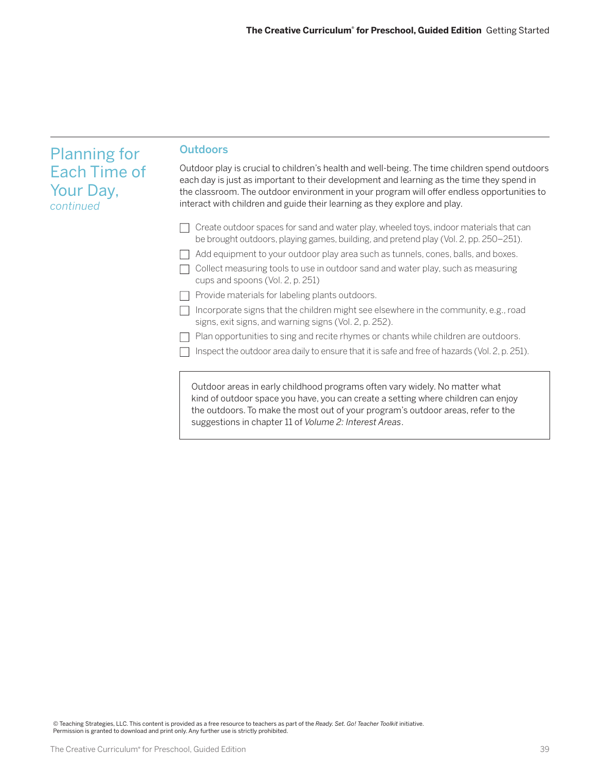## Planning for Each Time of Your Day, *continued*

### Outdoors

Outdoor play is crucial to children's health and well-being. The time children spend outdoors each day is just as important to their development and learning as the time they spend in the classroom. The outdoor environment in your program will offer endless opportunities to interact with children and guide their learning as they explore and play.

- [ ] Create outdoor spaces for sand and water play, wheeled toys, indoor materials that can be brought outdoors, playing games, building, and pretend play (Vol. 2, pp. 250–251).
- [ ] Add equipment to your outdoor play area such as tunnels, cones, balls, and boxes.
- [ ] Collect measuring tools to use in outdoor sand and water play, such as measuring cups and spoons (Vol. 2, p. 251)
- [ ] Provide materials for labeling plants outdoors.
- [ ] Incorporate signs that the children might see elsewhere in the community, e.g., road signs, exit signs, and warning signs (Vol. 2, p. 252).
- [ ] Plan opportunities to sing and recite rhymes or chants while children are outdoors.
- [ ] Inspect the outdoor area daily to ensure that it is safe and free of hazards (Vol. 2, p. 251).

> Outdoor areas in early childhood programs often vary widely. No matter what kind of outdoor space you have, you can create a setting where children can enjoy the outdoors. To make the most out of your program's outdoor areas, refer to the suggestions in chapter 11 of *Volume 2: Interest Areas*.

© Teaching Strategies, LLC. This content is provided as a free resource to teachers as part of the *Ready. Set. Go! Teacher Toolkit* initiative.
Permission is granted to download and print only. Any further use is strictly prohibited.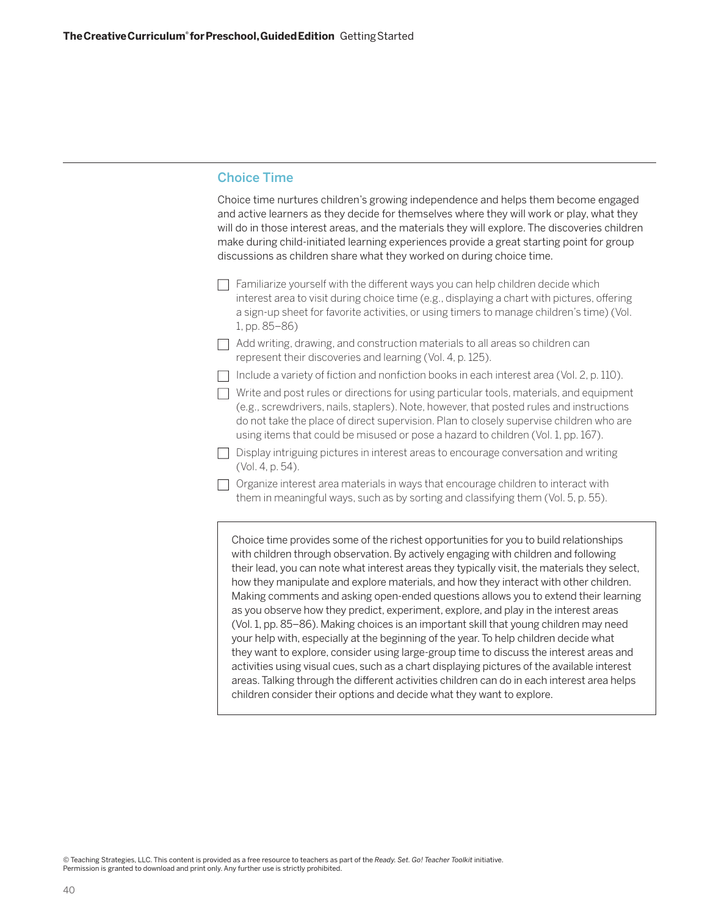## Choice Time

Choice time nurtures children's growing independence and helps them become engaged and active learners as they decide for themselves where they will work or play, what they will do in those interest areas, and the materials they will explore. The discoveries children make during child-initiated learning experiences provide a great starting point for group discussions as children share what they worked on during choice time.

- [ ] Familiarize yourself with the different ways you can help children decide which interest area to visit during choice time (e.g., displaying a chart with pictures, offering a sign-up sheet for favorite activities, or using timers to manage children's time) (Vol. 1, pp. 85–86)
- [ ] Add writing, drawing, and construction materials to all areas so children can represent their discoveries and learning (Vol. 4, p. 125).
- [ ] Include a variety of fiction and nonfiction books in each interest area (Vol. 2, p. 110).
- [ ] Write and post rules or directions for using particular tools, materials, and equipment (e.g., screwdrivers, nails, staplers). Note, however, that posted rules and instructions do not take the place of direct supervision. Plan to closely supervise children who are using items that could be misused or pose a hazard to children (Vol. 1, pp. 167).
- [ ] Display intriguing pictures in interest areas to encourage conversation and writing (Vol. 4, p. 54).
- [ ] Organize interest area materials in ways that encourage children to interact with them in meaningful ways, such as by sorting and classifying them (Vol. 5, p. 55).

> Choice time provides some of the richest opportunities for you to build relationships with children through observation. By actively engaging with children and following their lead, you can note what interest areas they typically visit, the materials they select, how they manipulate and explore materials, and how they interact with other children. Making comments and asking open-ended questions allows you to extend their learning as you observe how they predict, experiment, explore, and play in the interest areas (Vol. 1, pp. 85–86). Making choices is an important skill that young children may need your help with, especially at the beginning of the year. To help children decide what they want to explore, consider using large-group time to discuss the interest areas and activities using visual cues, such as a chart displaying pictures of the available interest areas. Talking through the different activities children can do in each interest area helps children consider their options and decide what they want to explore.

© Teaching Strategies, LLC. This content is provided as a free resource to teachers as part of the *Ready. Set. Go! Teacher Toolkit* initiative. Permission is granted to download and print only. Any further use is strictly prohibited.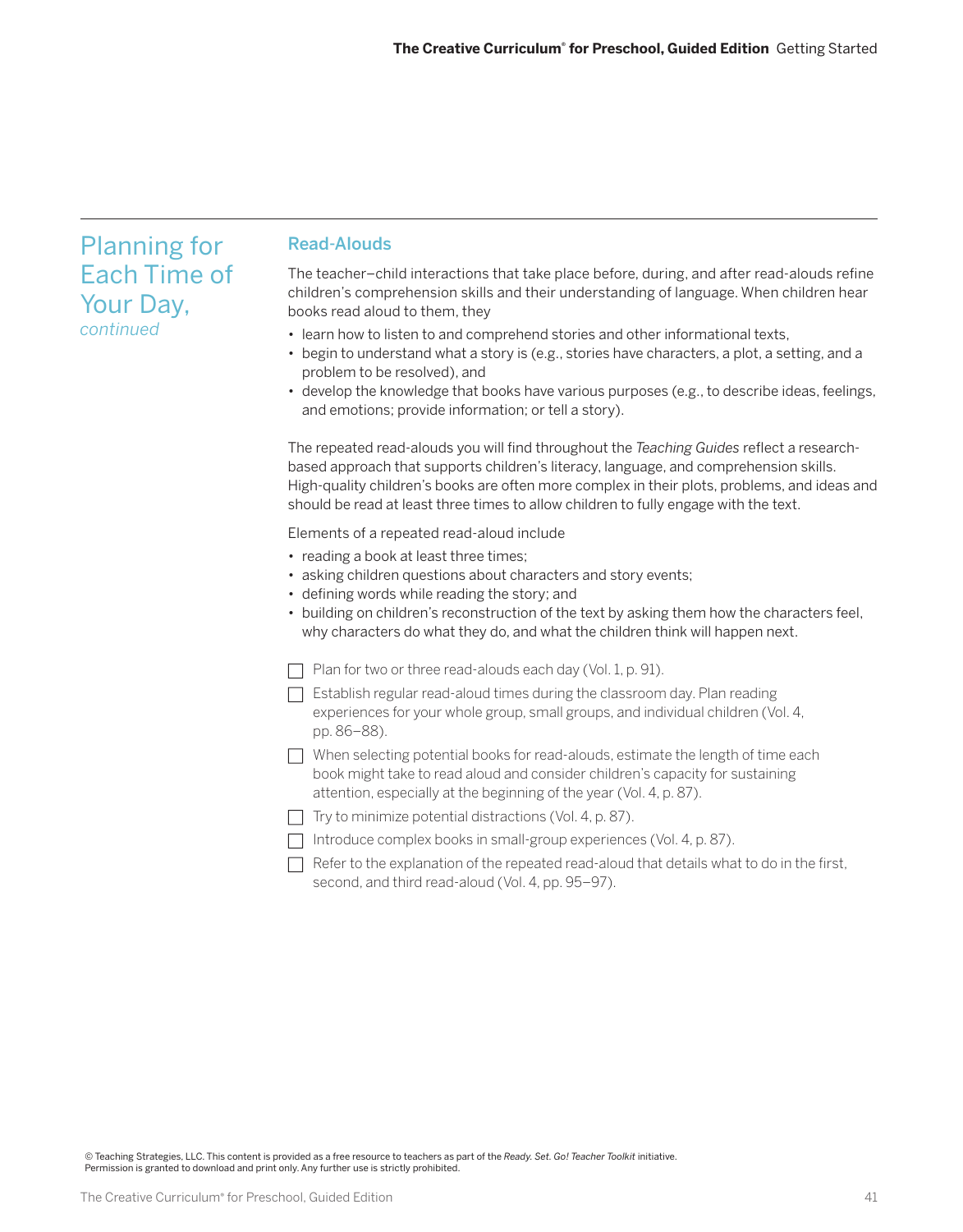## Planning for Each Time of Your Day, *continued*

### Read-Alouds

The teacher–child interactions that take place before, during, and after read-alouds refine children's comprehension skills and their understanding of language. When children hear books read aloud to them, they

- learn how to listen to and comprehend stories and other informational texts,
- begin to understand what a story is (e.g., stories have characters, a plot, a setting, and a problem to be resolved), and
- develop the knowledge that books have various purposes (e.g., to describe ideas, feelings, and emotions; provide information; or tell a story).

The repeated read-alouds you will find throughout the *Teaching Guides* reflect a research-based approach that supports children's literacy, language, and comprehension skills. High-quality children's books are often more complex in their plots, problems, and ideas and should be read at least three times to allow children to fully engage with the text.

Elements of a repeated read-aloud include

- reading a book at least three times;
- asking children questions about characters and story events;
- defining words while reading the story; and
- building on children's reconstruction of the text by asking them how the characters feel, why characters do what they do, and what the children think will happen next.

- [ ] Plan for two or three read-alouds each day (Vol. 1, p. 91).
- [ ] Establish regular read-aloud times during the classroom day. Plan reading experiences for your whole group, small groups, and individual children (Vol. 4, pp. 86–88).
- [ ] When selecting potential books for read-alouds, estimate the length of time each book might take to read aloud and consider children's capacity for sustaining attention, especially at the beginning of the year (Vol. 4, p. 87).
- [ ] Try to minimize potential distractions (Vol. 4, p. 87).
- [ ] Introduce complex books in small-group experiences (Vol. 4, p. 87).
- [ ] Refer to the explanation of the repeated read-aloud that details what to do in the first, second, and third read-aloud (Vol. 4, pp. 95–97).

© Teaching Strategies, LLC. This content is provided as a free resource to teachers as part of the *Ready. Set. Go! Teacher Toolkit* initiative. Permission is granted to download and print only. Any further use is strictly prohibited.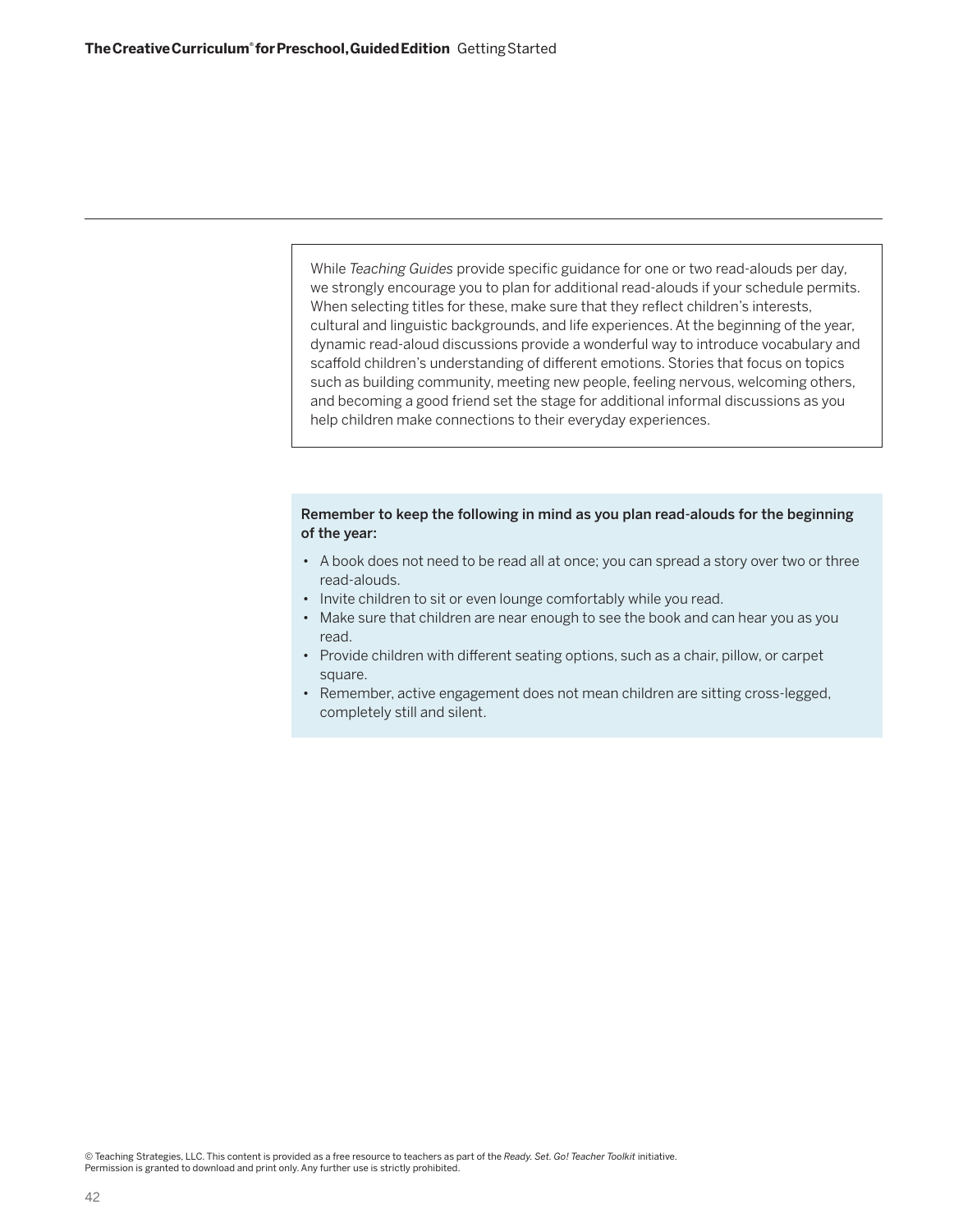While *Teaching Guides* provide specific guidance for one or two read-alouds per day, we strongly encourage you to plan for additional read-alouds if your schedule permits. When selecting titles for these, make sure that they reflect children's interests, cultural and linguistic backgrounds, and life experiences. At the beginning of the year, dynamic read-aloud discussions provide a wonderful way to introduce vocabulary and scaffold children's understanding of different emotions. Stories that focus on topics such as building community, meeting new people, feeling nervous, welcoming others, and becoming a good friend set the stage for additional informal discussions as you help children make connections to their everyday experiences.

**Remember to keep the following in mind as you plan read-alouds for the beginning of the year:**

- A book does not need to be read all at once; you can spread a story over two or three read-alouds.
- Invite children to sit or even lounge comfortably while you read.
- Make sure that children are near enough to see the book and can hear you as you read.
- Provide children with different seating options, such as a chair, pillow, or carpet square.
- Remember, active engagement does not mean children are sitting cross-legged, completely still and silent.

© Teaching Strategies, LLC. This content is provided as a free resource to teachers as part of the *Ready. Set. Go! Teacher Toolkit* initiative. Permission is granted to download and print only. Any further use is strictly prohibited.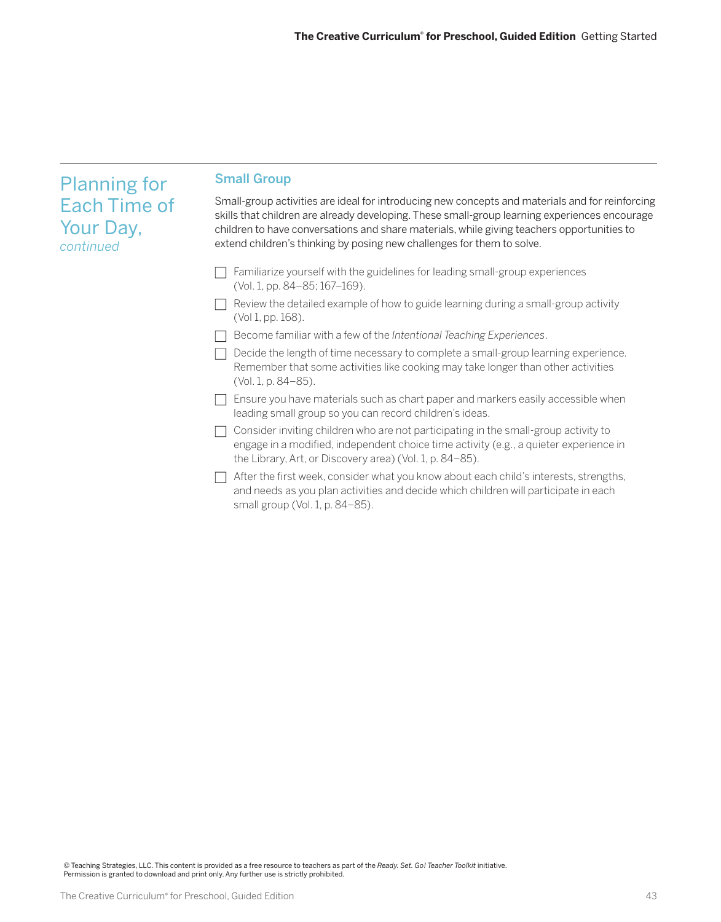# Planning for Each Time of Your Day, *continued*

## Small Group

Small-group activities are ideal for introducing new concepts and materials and for reinforcing skills that children are already developing. These small-group learning experiences encourage children to have conversations and share materials, while giving teachers opportunities to extend children's thinking by posing new challenges for them to solve.

- [ ] Familiarize yourself with the guidelines for leading small-group experiences (Vol. 1, pp. 84–85; 167–169).
- [ ] Review the detailed example of how to guide learning during a small-group activity (Vol 1, pp. 168).
- [ ] Become familiar with a few of the *Intentional Teaching Experiences*.
- [ ] Decide the length of time necessary to complete a small-group learning experience. Remember that some activities like cooking may take longer than other activities (Vol. 1, p. 84–85).
- [ ] Ensure you have materials such as chart paper and markers easily accessible when leading small group so you can record children's ideas.
- [ ] Consider inviting children who are not participating in the small-group activity to engage in a modified, independent choice time activity (e.g., a quieter experience in the Library, Art, or Discovery area) (Vol. 1, p. 84–85).
- [ ] After the first week, consider what you know about each child's interests, strengths, and needs as you plan activities and decide which children will participate in each small group (Vol. 1, p. 84–85).

© Teaching Strategies, LLC. This content is provided as a free resource to teachers as part of the *Ready. Set. Go! Teacher Toolkit* initiative. Permission is granted to download and print only. Any further use is strictly prohibited.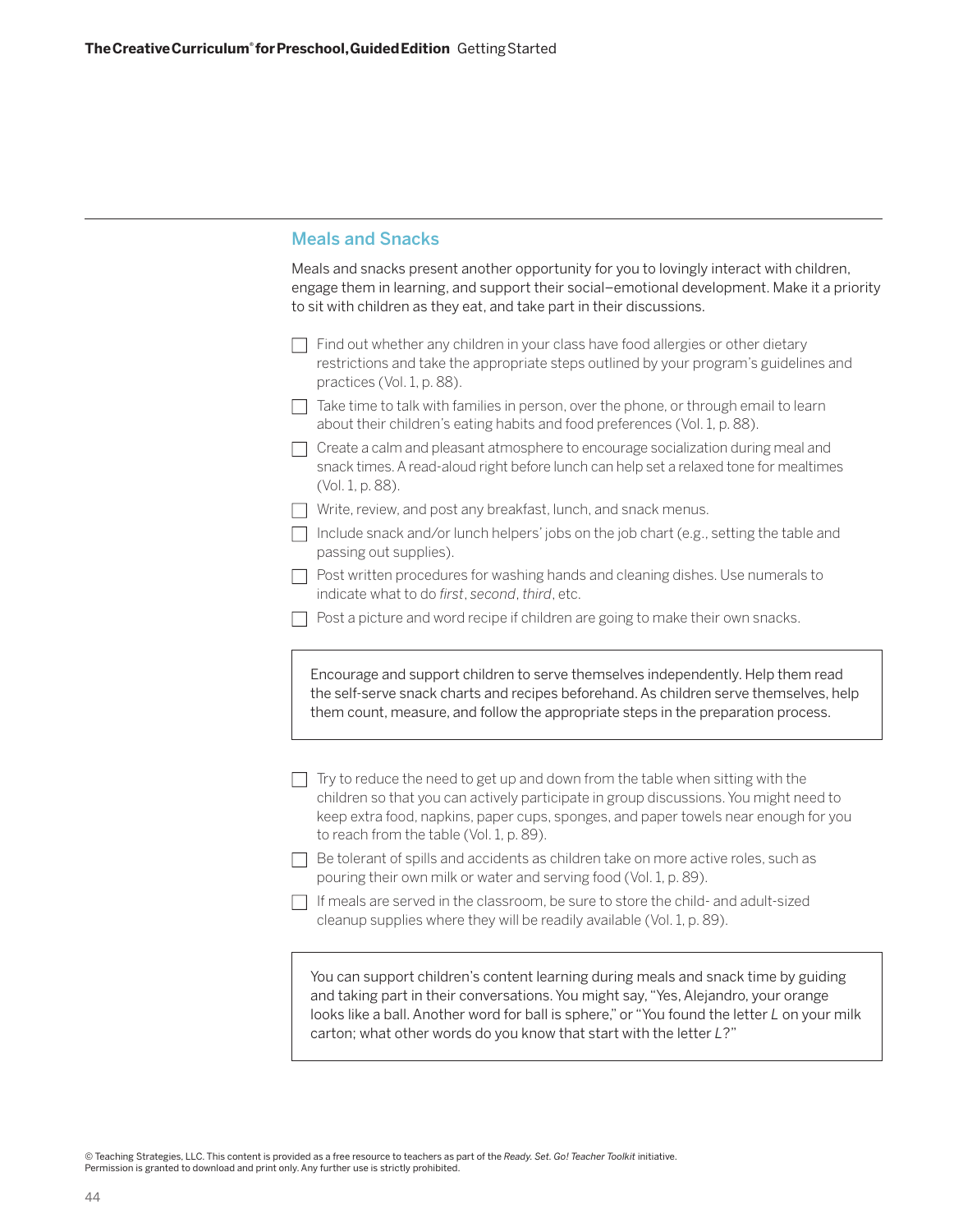## Meals and Snacks

Meals and snacks present another opportunity for you to lovingly interact with children, engage them in learning, and support their social–emotional development. Make it a priority to sit with children as they eat, and take part in their discussions.

- [ ] Find out whether any children in your class have food allergies or other dietary restrictions and take the appropriate steps outlined by your program's guidelines and practices (Vol. 1, p. 88).
- [ ] Take time to talk with families in person, over the phone, or through email to learn about their children's eating habits and food preferences (Vol. 1, p. 88).
- [ ] Create a calm and pleasant atmosphere to encourage socialization during meal and snack times. A read-aloud right before lunch can help set a relaxed tone for mealtimes (Vol. 1, p. 88).
- [ ] Write, review, and post any breakfast, lunch, and snack menus.
- [ ] Include snack and/or lunch helpers' jobs on the job chart (e.g., setting the table and passing out supplies).
- [ ] Post written procedures for washing hands and cleaning dishes. Use numerals to indicate what to do *first*, *second*, *third*, etc.
- [ ] Post a picture and word recipe if children are going to make their own snacks.

> Encourage and support children to serve themselves independently. Help them read the self-serve snack charts and recipes beforehand. As children serve themselves, help them count, measure, and follow the appropriate steps in the preparation process.

- [ ] Try to reduce the need to get up and down from the table when sitting with the children so that you can actively participate in group discussions. You might need to keep extra food, napkins, paper cups, sponges, and paper towels near enough for you to reach from the table (Vol. 1, p. 89).
- [ ] Be tolerant of spills and accidents as children take on more active roles, such as pouring their own milk or water and serving food (Vol. 1, p. 89).
- [ ] If meals are served in the classroom, be sure to store the child- and adult-sized cleanup supplies where they will be readily available (Vol. 1, p. 89).

> You can support children's content learning during meals and snack time by guiding and taking part in their conversations. You might say, "Yes, Alejandro, your orange looks like a ball. Another word for ball is sphere," or "You found the letter *L* on your milk carton; what other words do you know that start with the letter *L*?"

© Teaching Strategies, LLC. This content is provided as a free resource to teachers as part of the *Ready. Set. Go! Teacher Toolkit* initiative. Permission is granted to download and print only. Any further use is strictly prohibited.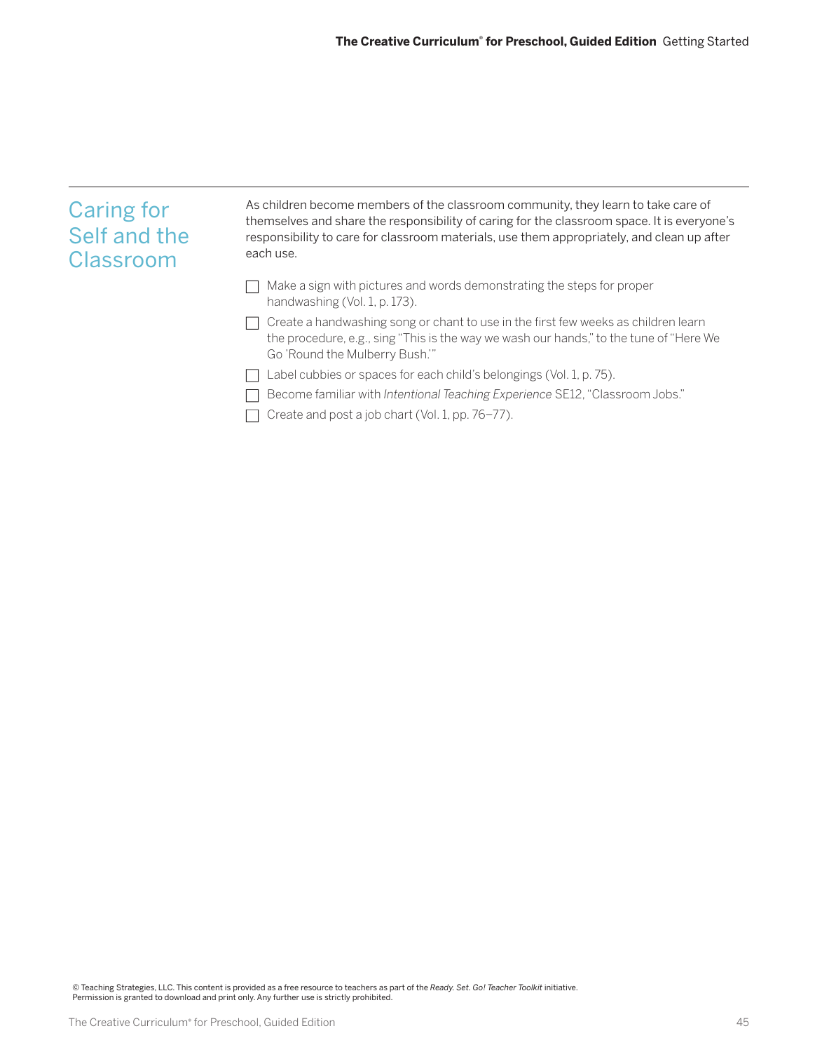## Caring for Self and the Classroom

As children become members of the classroom community, they learn to take care of themselves and share the responsibility of caring for the classroom space. It is everyone's responsibility to care for classroom materials, use them appropriately, and clean up after each use.

- [ ] Make a sign with pictures and words demonstrating the steps for proper handwashing (Vol. 1, p. 173).
- [ ] Create a handwashing song or chant to use in the first few weeks as children learn the procedure, e.g., sing "This is the way we wash our hands," to the tune of "Here We Go 'Round the Mulberry Bush.'"
- [ ] Label cubbies or spaces for each child's belongings (Vol. 1, p. 75).
- [ ] Become familiar with *Intentional Teaching Experience* SE12, "Classroom Jobs."
- [ ] Create and post a job chart (Vol. 1, pp. 76–77).

© Teaching Strategies, LLC. This content is provided as a free resource to teachers as part of the *Ready. Set. Go! Teacher Toolkit* initiative.
Permission is granted to download and print only. Any further use is strictly prohibited.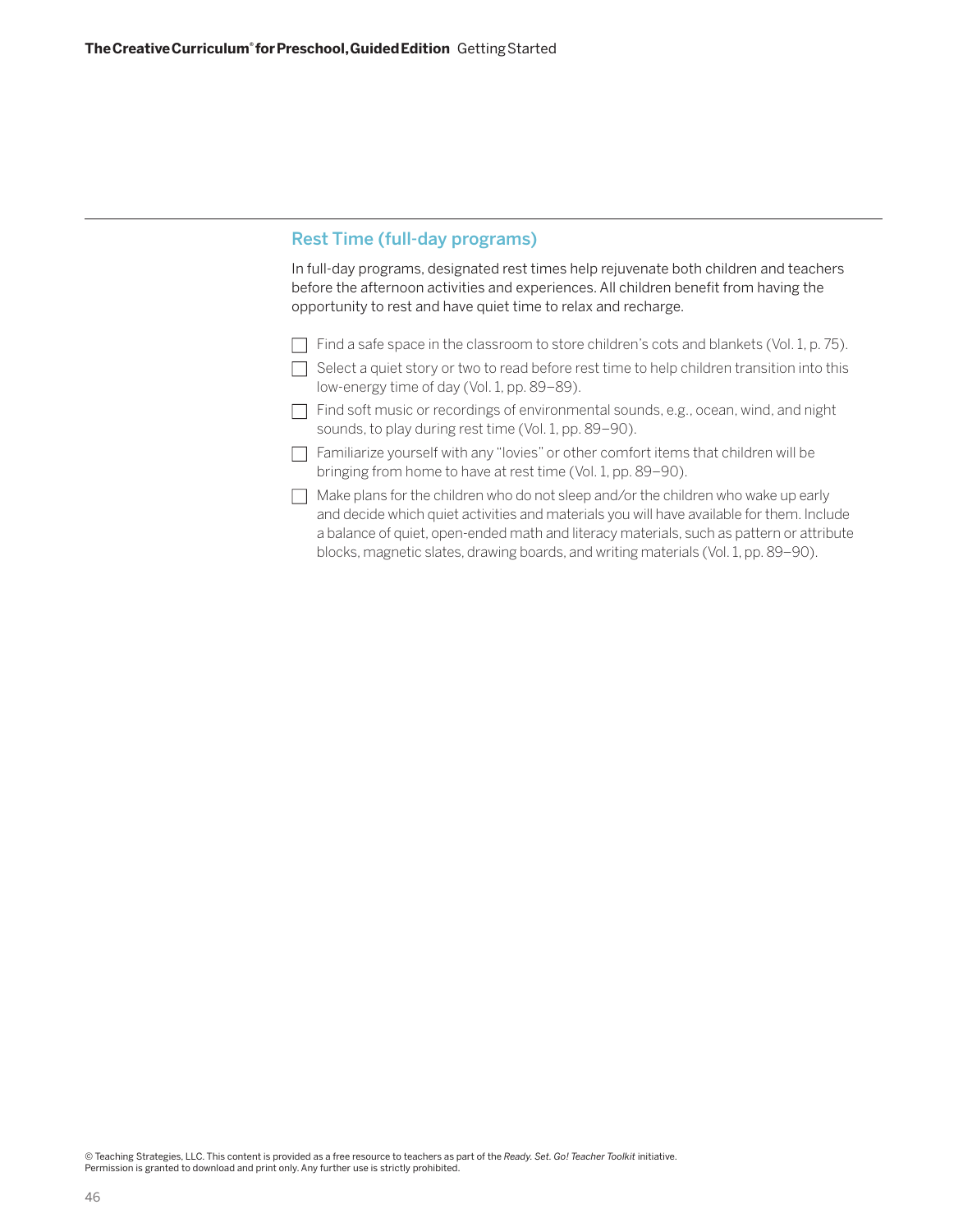## Rest Time (full-day programs)

In full-day programs, designated rest times help rejuvenate both children and teachers before the afternoon activities and experiences. All children benefit from having the opportunity to rest and have quiet time to relax and recharge.

- ☐ Find a safe space in the classroom to store children's cots and blankets (Vol. 1, p. 75).
- ☐ Select a quiet story or two to read before rest time to help children transition into this low-energy time of day (Vol. 1, pp. 89–89).
- ☐ Find soft music or recordings of environmental sounds, e.g., ocean, wind, and night sounds, to play during rest time (Vol. 1, pp. 89–90).
- ☐ Familiarize yourself with any "lovies" or other comfort items that children will be bringing from home to have at rest time (Vol. 1, pp. 89–90).
- ☐ Make plans for the children who do not sleep and/or the children who wake up early and decide which quiet activities and materials you will have available for them. Include a balance of quiet, open-ended math and literacy materials, such as pattern or attribute blocks, magnetic slates, drawing boards, and writing materials (Vol. 1, pp. 89–90).

© Teaching Strategies, LLC. This content is provided as a free resource to teachers as part of the *Ready. Set. Go! Teacher Toolkit* initiative. Permission is granted to download and print only. Any further use is strictly prohibited.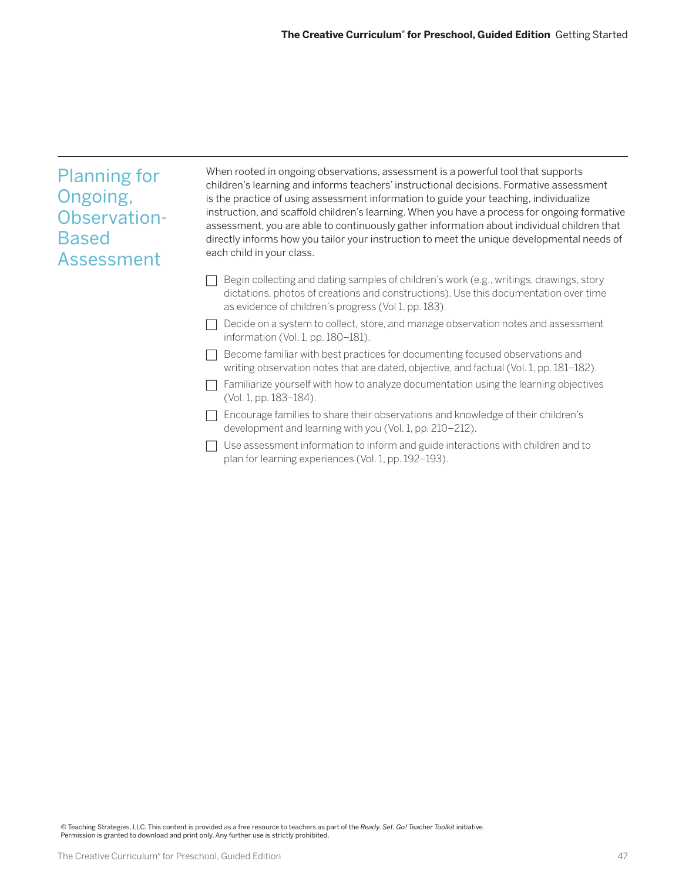## Planning for Ongoing, Observation-Based Assessment

When rooted in ongoing observations, assessment is a powerful tool that supports children's learning and informs teachers' instructional decisions. Formative assessment is the practice of using assessment information to guide your teaching, individualize instruction, and scaffold children's learning. When you have a process for ongoing formative assessment, you are able to continuously gather information about individual children that directly informs how you tailor your instruction to meet the unique developmental needs of each child in your class.

- [ ] Begin collecting and dating samples of children's work (e.g., writings, drawings, story dictations, photos of creations and constructions). Use this documentation over time as evidence of children's progress (Vol 1, pp. 183).
- [ ] Decide on a system to collect, store, and manage observation notes and assessment information (Vol. 1, pp. 180–181).
- [ ] Become familiar with best practices for documenting focused observations and writing observation notes that are dated, objective, and factual (Vol. 1, pp. 181–182).
- [ ] Familiarize yourself with how to analyze documentation using the learning objectives (Vol. 1, pp. 183–184).
- [ ] Encourage families to share their observations and knowledge of their children's development and learning with you (Vol. 1, pp. 210–212).
- [ ] Use assessment information to inform and guide interactions with children and to plan for learning experiences (Vol. 1, pp. 192–193).

© Teaching Strategies, LLC. This content is provided as a free resource to teachers as part of the *Ready. Set. Go! Teacher Toolkit* initiative. Permission is granted to download and print only. Any further use is strictly prohibited.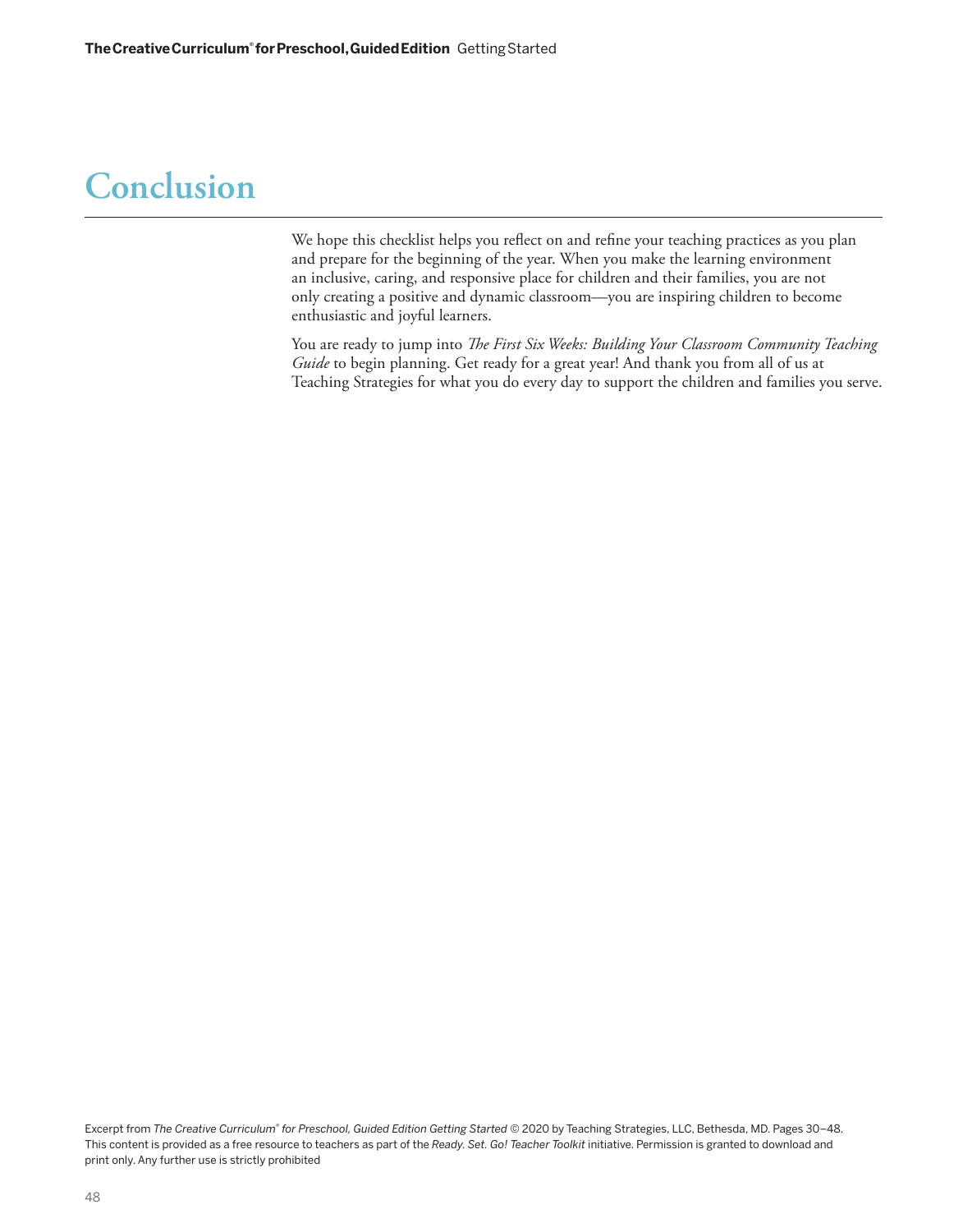# Conclusion

We hope this checklist helps you reflect on and refine your teaching practices as you plan and prepare for the beginning of the year. When you make the learning environment an inclusive, caring, and responsive place for children and their families, you are not only creating a positive and dynamic classroom—you are inspiring children to become enthusiastic and joyful learners.

You are ready to jump into *The First Six Weeks: Building Your Classroom Community Teaching Guide* to begin planning. Get ready for a great year! And thank you from all of us at Teaching Strategies for what you do every day to support the children and families you serve.

Excerpt from *The Creative Curriculum® for Preschool, Guided Edition Getting Started* © 2020 by Teaching Strategies, LLC, Bethesda, MD. Pages 30–48. This content is provided as a free resource to teachers as part of the *Ready. Set. Go! Teacher Toolkit* initiative. Permission is granted to download and print only. Any further use is strictly prohibited